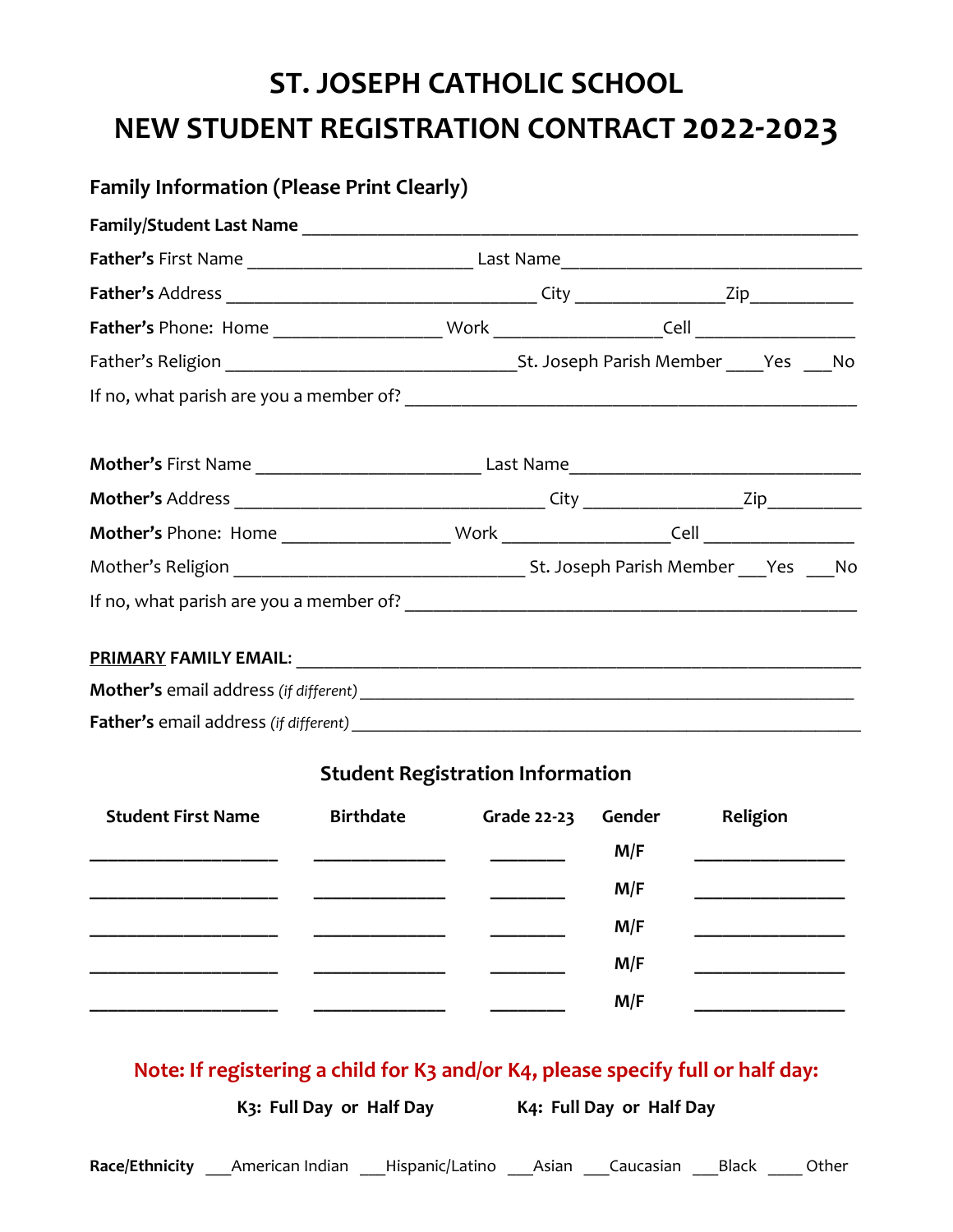# ST. JOSEPH CATHOLIC SCHOOL
# NEW STUDENT REGISTRATION CONTRACT 2022-2023

## Family Information (Please Print Clearly)

**Family/Student Last Name** ______________________________________________________________

**Father's** First Name ________________________ Last Name________________________________

**Father's** Address _________________________________ City _______________Zip___________

**Father's** Phone: Home _________________ Work _________________Cell _________________

Father's Religion _______________________________St. Joseph Parish Member ____Yes ___No

If no, what parish are you a member of? ________________________________________________

**Mother's** First Name ________________________ Last Name________________________________

**Mother's** Address _________________________________ City _______________Zip__________

**Mother's** Phone: Home _________________ Work _________________Cell ________________

Mother's Religion _______________________________ St. Joseph Parish Member ___Yes ___No

If no, what parish are you a member of? ________________________________________________

**PRIMARY FAMILY EMAIL**: _____________________________________________________________

**Mother's** email address *(if different)* ______________________________________________________

**Father's** email address *(if different)* _______________________________________________________

## Student Registration Information

| Student First Name | Birthdate | Grade 22-23 | Gender | Religion |
|---|---|---|---|---|
| ____________________ | ______________ | ________ | M/F | ________________ |
| ____________________ | ______________ | ________ | M/F | ________________ |
| ____________________ | ______________ | ________ | M/F | ________________ |
| ____________________ | ______________ | ________ | M/F | ________________ |
| ____________________ | ______________ | ________ | M/F | ________________ |

**Note: If registering a child for K3 and/or K4, please specify full or half day:**

**K3: Full Day or Half Day** **K4: Full Day or Half Day**

**Race/Ethnicity** ___American Indian ___Hispanic/Latino ___Asian ___Caucasian ___Black ____ Other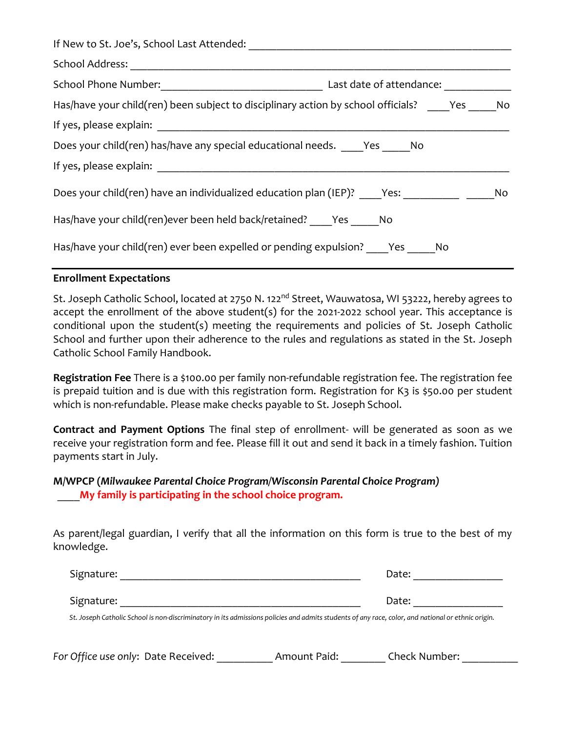If New to St. Joe's, School Last Attended: ______________________________________________

School Address: _____________________________________________________________________

School Phone Number:_____________________________ Last date of attendance: ___________

Has/have your child(ren) been subject to disciplinary action by school officials? ____Yes _____No

If yes, please explain: _______________________________________________________________

Does your child(ren) has/have any special educational needs. ____Yes _____No

If yes, please explain: _______________________________________________________________

Does your child(ren) have an individualized education plan (IEP)? ____Yes: __________ _____No

Has/have your child(ren)ever been held back/retained? ____Yes _____No

Has/have your child(ren) ever been expelled or pending expulsion? ____Yes _____No

---

**Enrollment Expectations**

St. Joseph Catholic School, located at 2750 N. 122nd Street, Wauwatosa, WI 53222, hereby agrees to accept the enrollment of the above student(s) for the 2021-2022 school year. This acceptance is conditional upon the student(s) meeting the requirements and policies of St. Joseph Catholic School and further upon their adherence to the rules and regulations as stated in the St. Joseph Catholic School Family Handbook.

**Registration Fee** There is a $100.00 per family non-refundable registration fee. The registration fee is prepaid tuition and is due with this registration form. Registration for K3 is $50.00 per student which is non-refundable. Please make checks payable to St. Joseph School.

**Contract and Payment Options** The final step of enrollment- will be generated as soon as we receive your registration form and fee. Please fill it out and send it back in a timely fashion. Tuition payments start in July.

**M/WPCP (*Milwaukee Parental Choice Program/Wisconsin Parental Choice Program*)**

____**My family is participating in the school choice program.**

As parent/legal guardian, I verify that all the information on this form is true to the best of my knowledge.

Signature: ____________________________________________ Date: ________________

Signature: ____________________________________________ Date: ________________

*St. Joseph Catholic School is non-discriminatory in its admissions policies and admits students of any race, color, and national or ethnic origin.*

*For Office use only*: Date Received: __________ Amount Paid: ________ Check Number: __________